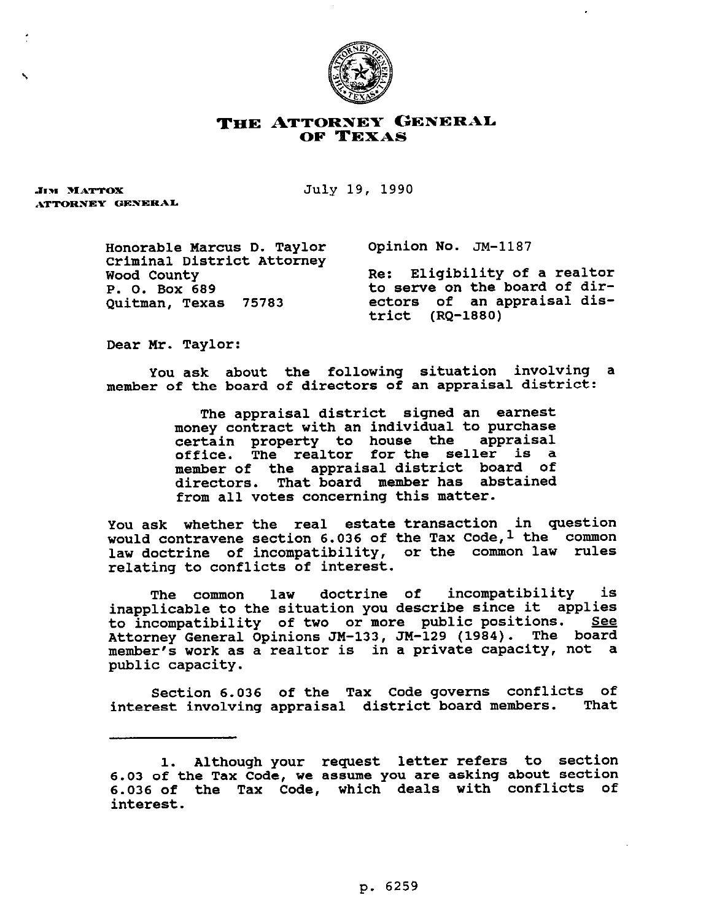# THE ATTORNEY GENERAL OF TEXAS

JIM MATTOX
ATTORNEY GENERAL

July 19, 1990

Honorable Marcus D. Taylor
Criminal District Attorney
Wood County
P. O. Box 689
Quitman, Texas 75783

Opinion No. JM-1187

Re: Eligibility of a realtor to serve on the board of directors of an appraisal district (RQ-1880)

Dear Mr. Taylor:

You ask about the following situation involving a member of the board of directors of an appraisal district:

> The appraisal district signed an earnest money contract with an individual to purchase certain property to house the appraisal office. The realtor for the seller is a member of the appraisal district board of directors. That board member has abstained from all votes concerning this matter.

You ask whether the real estate transaction in question would contravene section 6.036 of the Tax Code,[1] the common law doctrine of incompatibility, or the common law rules relating to conflicts of interest.

The common law doctrine of incompatibility is inapplicable to the situation you describe since it applies to incompatibility of two or more public positions. See Attorney General Opinions JM-133, JM-129 (1984). The board member's work as a realtor is in a private capacity, not a public capacity.

Section 6.036 of the Tax Code governs conflicts of interest involving appraisal district board members. That

---

1. Although your request letter refers to section 6.03 of the Tax Code, we assume you are asking about section 6.036 of the Tax Code, which deals with conflicts of interest.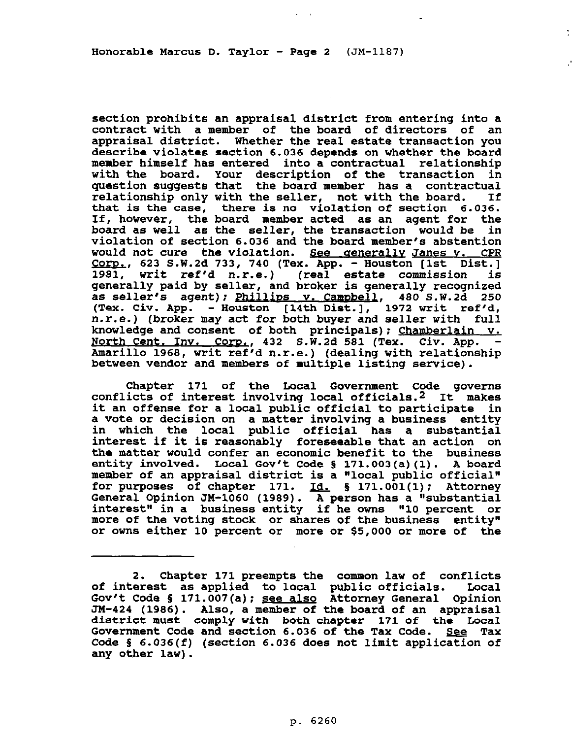section prohibits an appraisal district from entering into a contract with a member of the board of directors of an appraisal district. Whether the real estate transaction you describe violates section 6.036 depends on whether the board member himself has entered into a contractual relationship with the board. Your description of the transaction in question suggests that the board member has a contractual relationship only with the seller, not with the board. If that is the case, there is no violation of section 6.036. If, however, the board member acted as an agent for the board as well as the seller, the transaction would be in violation of section 6.036 and the board member's abstention would not cure the violation. *See generally* *Janes v. CPR Corp.*, 623 S.W.2d 733, 740 (Tex. App. - Houston [1st Dist.] 1981, writ ref'd n.r.e.) (real estate commission is generally paid by seller, and broker is generally recognized as seller's agent); *Phillips v. Campbell*, 480 S.W.2d 250 (Tex. Civ. App. - Houston [14th Dist.], 1972 writ ref'd, n.r.e.) (broker may act for both buyer and seller with full knowledge and consent of both principals); *Chamberlain v. North Cent. Inv. Corp.*, 432 S.W.2d 581 (Tex. Civ. App. - Amarillo 1968, writ ref'd n.r.e.) (dealing with relationship between vendor and members of multiple listing service).

Chapter 171 of the Local Government Code governs conflicts of interest involving local officials.[2] It makes it an offense for a local public official to participate in a vote or decision on a matter involving a business entity in which the local public official has a substantial interest if it is reasonably foreseeable that an action on the matter would confer an economic benefit to the business entity involved. Local Gov't Code § 171.003(a)(1). A board member of an appraisal district is a "local public official" for purposes of chapter 171. *Id.* § 171.001(1); Attorney General Opinion JM-1060 (1989). A person has a "substantial interest" in a business entity if he owns "10 percent or more of the voting stock or shares of the business entity" or owns either 10 percent or more or $5,000 or more of the

---

2. Chapter 171 preempts the common law of conflicts of interest as applied to local public officials. Local Gov't Code § 171.007(a); *see also* Attorney General Opinion JM-424 (1986). Also, a member of the board of an appraisal district must comply with both chapter 171 of the Local Government Code and section 6.036 of the Tax Code. *See* Tax Code § 6.036(f) (section 6.036 does not limit application of any other law).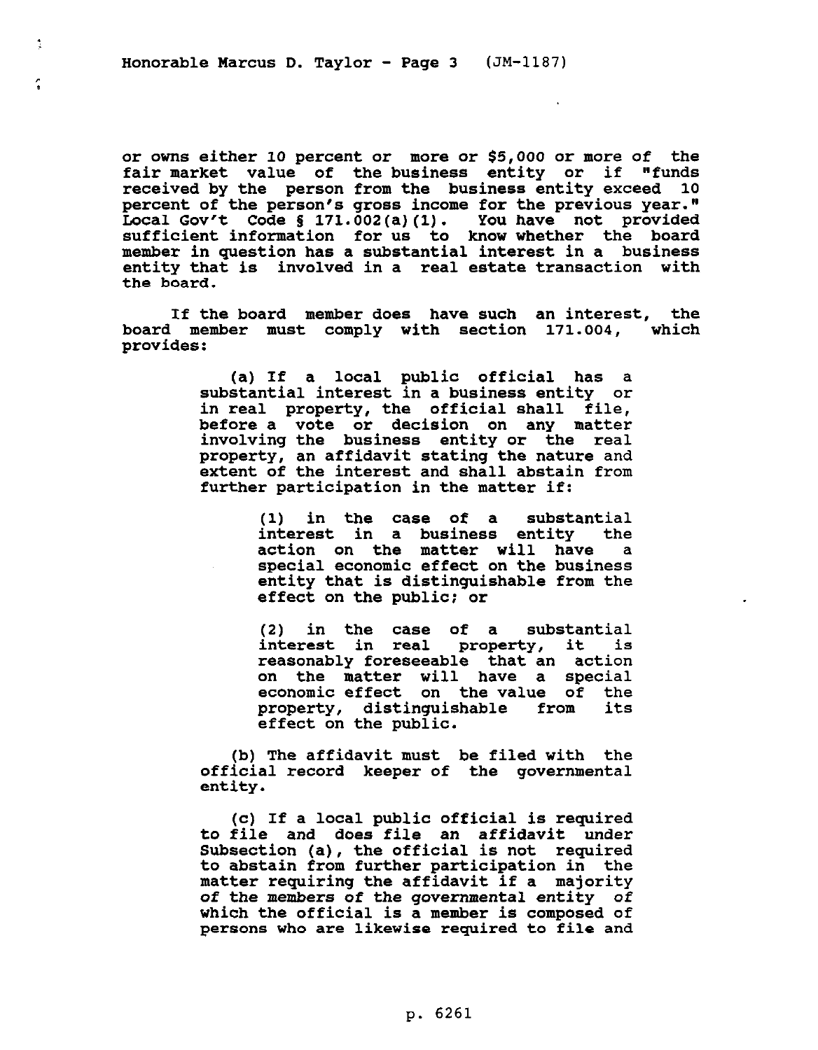or owns either 10 percent or more or $5,000 or more of the fair market value of the business entity or if "funds received by the person from the business entity exceed 10 percent of the person's gross income for the previous year." Local Gov't Code § 171.002(a)(1). You have not provided sufficient information for us to know whether the board member in question has a substantial interest in a business entity that is involved in a real estate transaction with the board.

If the board member does have such an interest, the board member must comply with section 171.004, which provides:

> (a) If a local public official has a substantial interest in a business entity or in real property, the official shall file, before a vote or decision on any matter involving the business entity or the real property, an affidavit stating the nature and extent of the interest and shall abstain from further participation in the matter if:
>
> > (1) in the case of a substantial interest in a business entity the action on the matter will have a special economic effect on the business entity that is distinguishable from the effect on the public; or
> >
> > (2) in the case of a substantial interest in real property, it is reasonably foreseeable that an action on the matter will have a special economic effect on the value of the property, distinguishable from its effect on the public.
>
> (b) The affidavit must be filed with the official record keeper of the governmental entity.
>
> (c) If a local public official is required to file and does file an affidavit under Subsection (a), the official is not required to abstain from further participation in the matter requiring the affidavit if a majority of the members of the governmental entity of which the official is a member is composed of persons who are likewise required to file and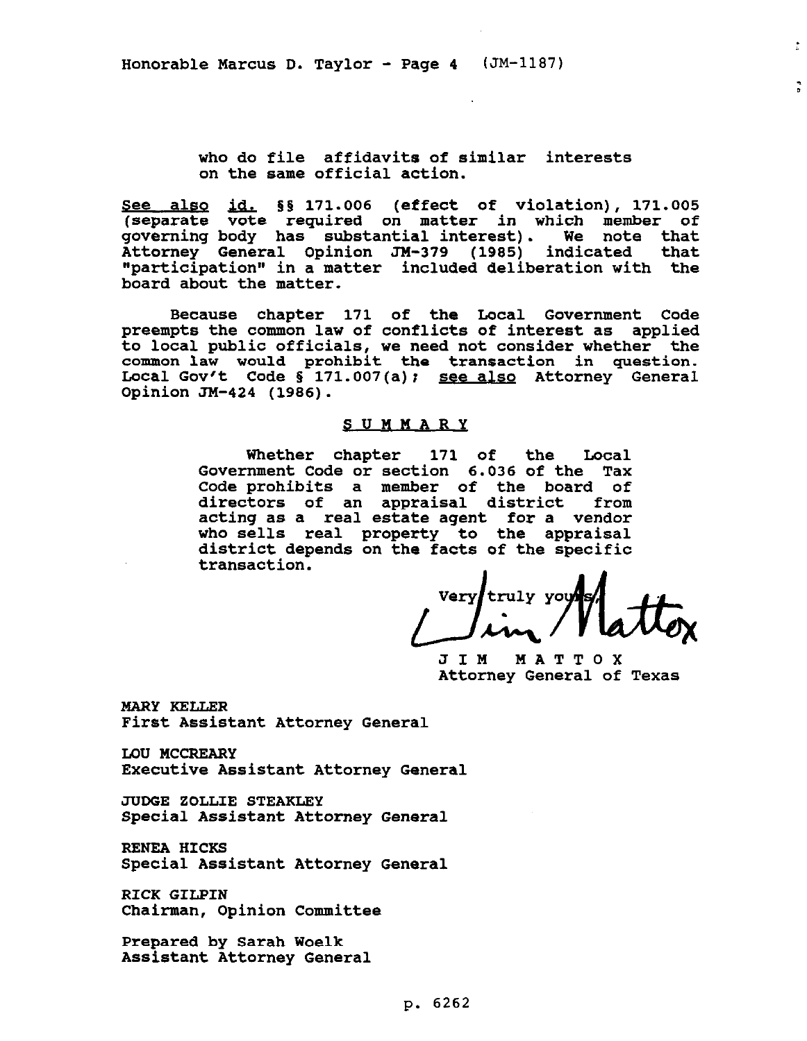who do file affidavits of similar interests on the same official action.

*See also* *id.* §§ 171.006 (effect of violation), 171.005 (separate vote required on matter in which member of governing body has substantial interest). We note that Attorney General Opinion JM-379 (1985) indicated that "participation" in a matter included deliberation with the board about the matter.

Because chapter 171 of the Local Government Code preempts the common law of conflicts of interest as applied to local public officials, we need not consider whether the common law would prohibit the transaction in question. Local Gov't Code § 171.007(a); *see also* Attorney General Opinion JM-424 (1986).

## SUMMARY

> Whether chapter 171 of the Local Government Code or section 6.036 of the Tax Code prohibits a member of the board of directors of an appraisal district from acting as a real estate agent for a vendor who sells real property to the appraisal district depends on the facts of the specific transaction.

Very truly yours,

Jim Mattox

JIM MATTOX
Attorney General of Texas

MARY KELLER
First Assistant Attorney General

LOU MCCREARY
Executive Assistant Attorney General

JUDGE ZOLLIE STEAKLEY
Special Assistant Attorney General

RENEA HICKS
Special Assistant Attorney General

RICK GILPIN
Chairman, Opinion Committee

Prepared by Sarah Woelk
Assistant Attorney General